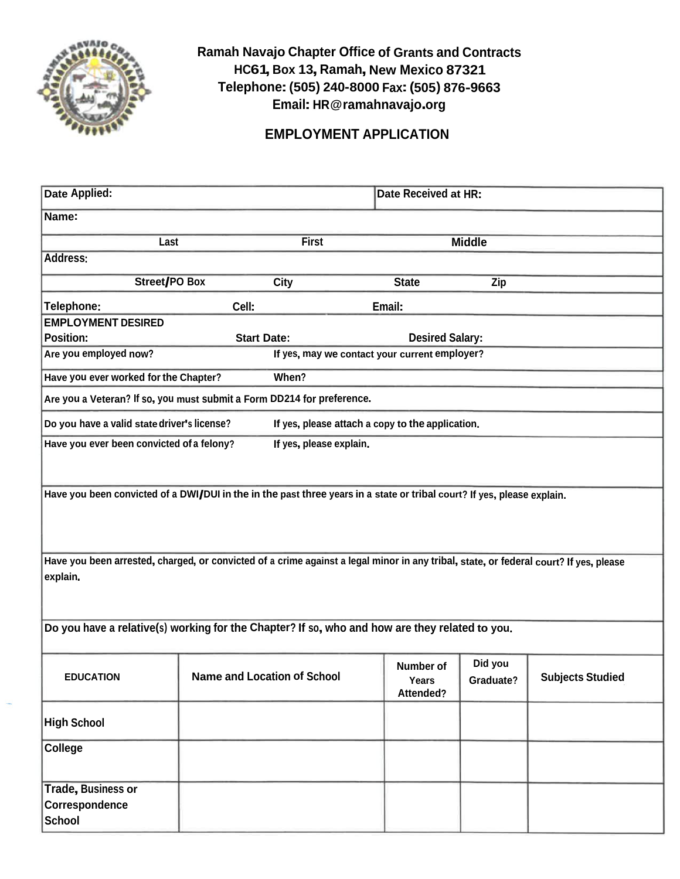**Ramah Navajo Chapter Office of Grants and Contracts**
**HC61, Box 13, Ramah, New Mexico 87321**
**Telephone: (505) 240-8000 Fax: (505) 876-9663**
**Email: HR@ramahnavajo.org**

## EMPLOYMENT APPLICATION

| | |
|---|---|
| **Date Applied:** | **Date Received at HR:** |
| **Name:** | |
| Last &nbsp;&nbsp;&nbsp; First &nbsp;&nbsp;&nbsp; Middle | |
| **Address:** | |
| Street/PO Box &nbsp;&nbsp;&nbsp; City &nbsp;&nbsp;&nbsp; State &nbsp;&nbsp;&nbsp; Zip | |
| **Telephone:** &nbsp;&nbsp;&nbsp; **Cell:** | **Email:** |
| **EMPLOYMENT DESIRED** | |
| **Position:** &nbsp;&nbsp;&nbsp; **Start Date:** | **Desired Salary:** |
| **Are you employed now?** | **If yes, may we contact your current employer?** |
| **Have you ever worked for the Chapter?** | **When?** |
| **Are you a Veteran? If so, you must submit a Form DD214 for preference.** | |
| **Do you have a valid state driver's license?** | **If yes, please attach a copy to the application.** |
| **Have you ever been convicted of a felony?** | **If yes, please explain.** |
| **Have you been convicted of a DWI/DUI in the in the past three years in a state or tribal court? If yes, please explain.** | |
| **Have you been arrested, charged, or convicted of a crime against a legal minor in any tribal, state, or federal court? If yes, please explain.** | |
| **Do you have a relative(s) working for the Chapter? If so, who and how are they related to you.** | |

| EDUCATION | Name and Location of School | Number of Years Attended? | Did you Graduate? | Subjects Studied |
|---|---|---|---|---|
| High School | | | | |
| College | | | | |
| Trade, Business or Correspondence School | | | | |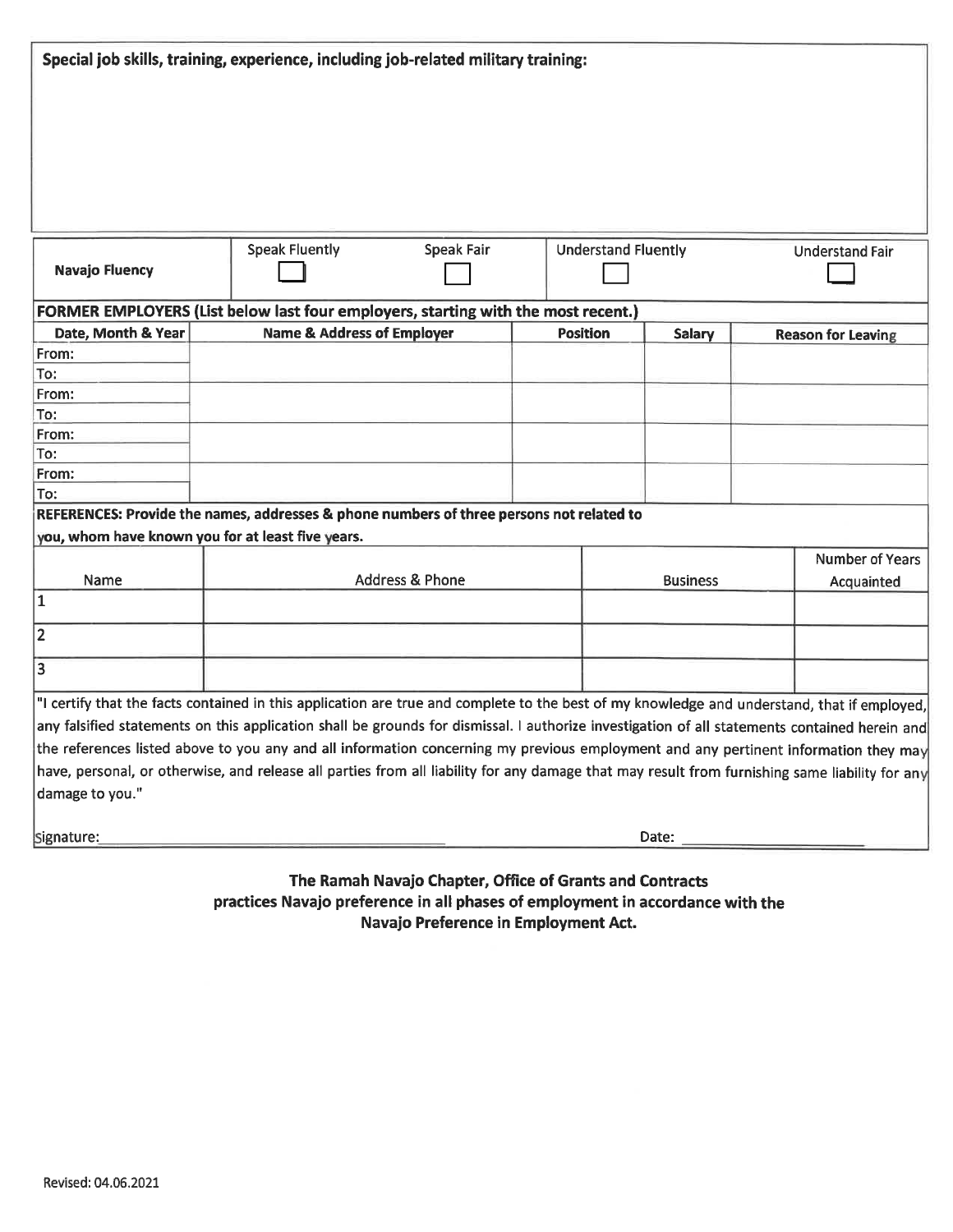**Special job skills, training, experience, including job-related military training:**

| **Navajo Fluency** | Speak Fluently ☐ | Speak Fair ☐ | Understand Fluently ☐ | Understand Fair ☐ |
|---|---|---|---|---|

**FORMER EMPLOYERS (List below last four employers, starting with the most recent.)**

| Date, Month & Year | Name & Address of Employer | Position | Salary | Reason for Leaving |
|---|---|---|---|---|
| From: | | | | |
| To: | | | | |
| From: | | | | |
| To: | | | | |
| From: | | | | |
| To: | | | | |
| From: | | | | |
| To: | | | | |

**REFERENCES: Provide the names, addresses & phone numbers of three persons not related to you, whom have known you for at least five years.**

| Name | Address & Phone | Business | Number of Years Acquainted |
|---|---|---|---|
| 1 | | | |
| 2 | | | |
| 3 | | | |

"I certify that the facts contained in this application are true and complete to the best of my knowledge and understand, that if employed, any falsified statements on this application shall be grounds for dismissal. I authorize investigation of all statements contained herein and the references listed above to you any and all information concerning my previous employment and any pertinent information they may have, personal, or otherwise, and release all parties from all liability for any damage that may result from furnishing same liability for any damage to you."

Signature:\_\_\_\_\_\_\_\_\_\_\_\_\_\_\_\_\_\_\_\_\_\_\_\_\_\_\_\_ Date: \_\_\_\_\_\_\_\_\_\_\_\_\_\_\_\_

**The Ramah Navajo Chapter, Office of Grants and Contracts practices Navajo preference in all phases of employment in accordance with the Navajo Preference in Employment Act.**

Revised: 04.06.2021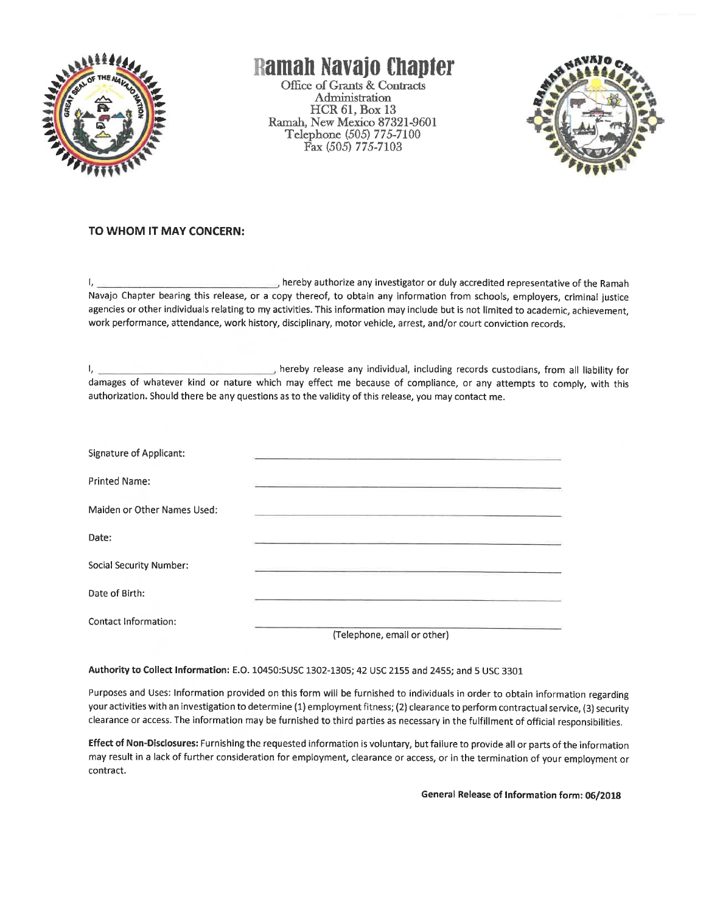# Ramah Navajo Chapter

Office of Grants & Contracts
Administration
HCR 61, Box 13
Ramah, New Mexico 87321-9601
Telephone (505) 775-7100
Fax (505) 775-7103

**TO WHOM IT MAY CONCERN:**

I, ______________________________, hereby authorize any investigator or duly accredited representative of the Ramah Navajo Chapter bearing this release, or a copy thereof, to obtain any information from schools, employers, criminal justice agencies or other individuals relating to my activities. This information may include but is not limited to academic, achievement, work performance, attendance, work history, disciplinary, motor vehicle, arrest, and/or court conviction records.

I, ______________________________, hereby release any individual, including records custodians, from all liability for damages of whatever kind or nature which may effect me because of compliance, or any attempts to comply, with this authorization. Should there be any questions as to the validity of this release, you may contact me.

Signature of Applicant: ______________________________

Printed Name: ______________________________

Maiden or Other Names Used: ______________________________

Date: ______________________________

Social Security Number: ______________________________

Date of Birth: ______________________________

Contact Information: ______________________________
(Telephone, email or other)

**Authority to Collect Information:** E.O. 10450:5USC 1302-1305; 42 USC 2155 and 2455; and 5 USC 3301

Purposes and Uses: Information provided on this form will be furnished to individuals in order to obtain information regarding your activities with an investigation to determine (1) employment fitness; (2) clearance to perform contractual service, (3) security clearance or access. The information may be furnished to third parties as necessary in the fulfillment of official responsibilities.

**Effect of Non-Disclosures:** Furnishing the requested information is voluntary, but failure to provide all or parts of the information may result in a lack of further consideration for employment, clearance or access, or in the termination of your employment or contract.

**General Release of Information form: 06/2018**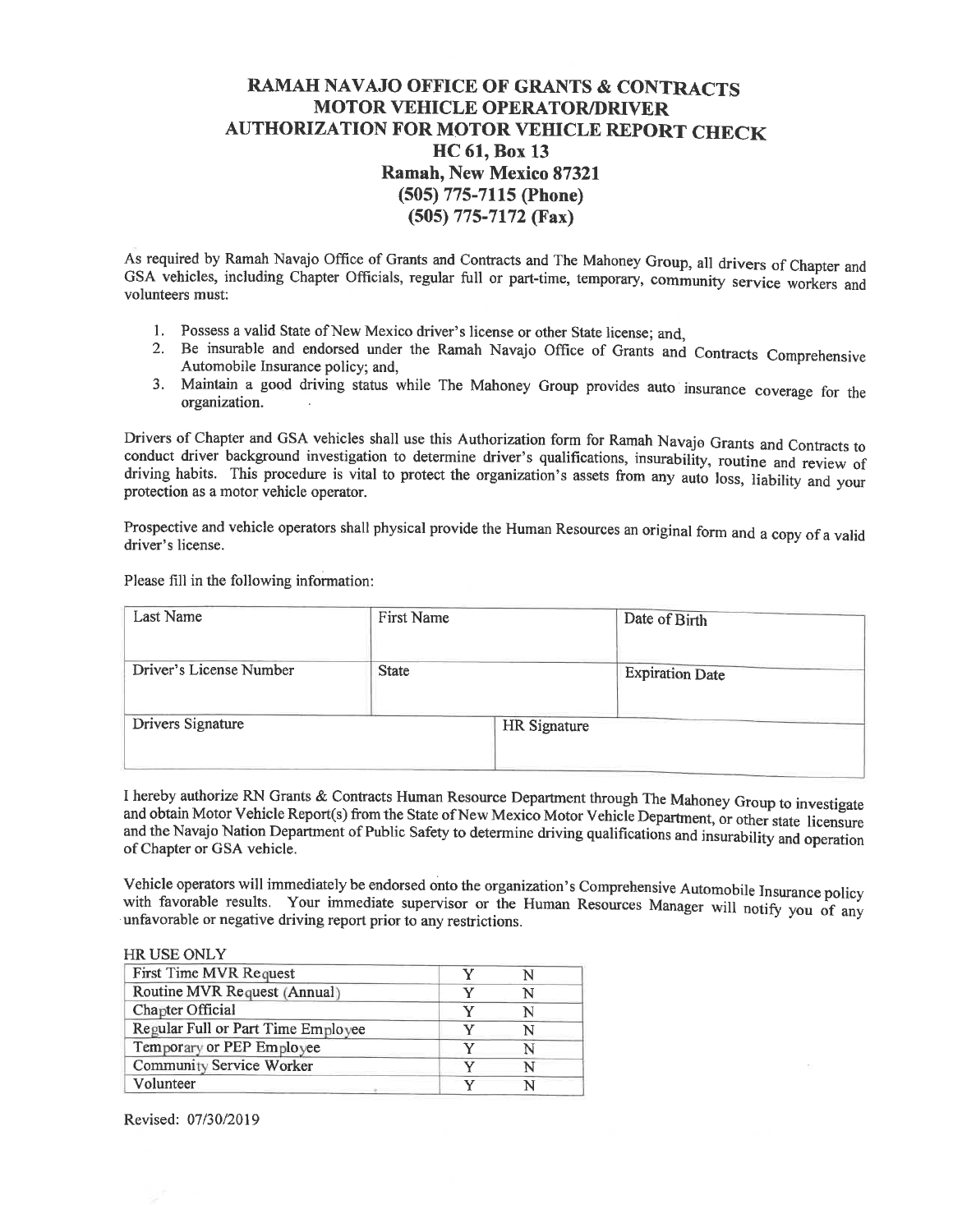# RAMAH NAVAJO OFFICE OF GRANTS & CONTRACTS
# MOTOR VEHICLE OPERATOR/DRIVER
# AUTHORIZATION FOR MOTOR VEHICLE REPORT CHECK

**HC 61, Box 13**
**Ramah, New Mexico 87321**
**(505) 775-7115 (Phone)**
**(505) 775-7172 (Fax)**

As required by Ramah Navajo Office of Grants and Contracts and The Mahoney Group, all drivers of Chapter and GSA vehicles, including Chapter Officials, regular full or part-time, temporary, community service workers and volunteers must:

1. Possess a valid State of New Mexico driver's license or other State license; and,
2. Be insurable and endorsed under the Ramah Navajo Office of Grants and Contracts Comprehensive Automobile Insurance policy; and,
3. Maintain a good driving status while The Mahoney Group provides auto insurance coverage for the organization.

Drivers of Chapter and GSA vehicles shall use this Authorization form for Ramah Navajo Grants and Contracts to conduct driver background investigation to determine driver's qualifications, insurability, routine and review of driving habits. This procedure is vital to protect the organization's assets from any auto loss, liability and your protection as a motor vehicle operator.

Prospective and vehicle operators shall physical provide the Human Resources an original form and a copy of a valid driver's license.

Please fill in the following information:

| | | |
|---|---|---|
| Last Name | First Name | Date of Birth |
| Driver's License Number | State | Expiration Date |
| Drivers Signature | HR Signature | |

I hereby authorize RN Grants & Contracts Human Resource Department through The Mahoney Group to investigate and obtain Motor Vehicle Report(s) from the State of New Mexico Motor Vehicle Department, or other state licensure and the Navajo Nation Department of Public Safety to determine driving qualifications and insurability and operation of Chapter or GSA vehicle.

Vehicle operators will immediately be endorsed onto the organization's Comprehensive Automobile Insurance policy with favorable results. Your immediate supervisor or the Human Resources Manager will notify you of any unfavorable or negative driving report prior to any restrictions.

HR USE ONLY

| | | |
|---|---|---|
| First Time MVR Request | Y | N |
| Routine MVR Request (Annual) | Y | N |
| Chapter Official | Y | N |
| Regular Full or Part Time Employee | Y | N |
| Temporary or PEP Employee | Y | N |
| Community Service Worker | Y | N |
| Volunteer | Y | N |

Revised: 07/30/2019